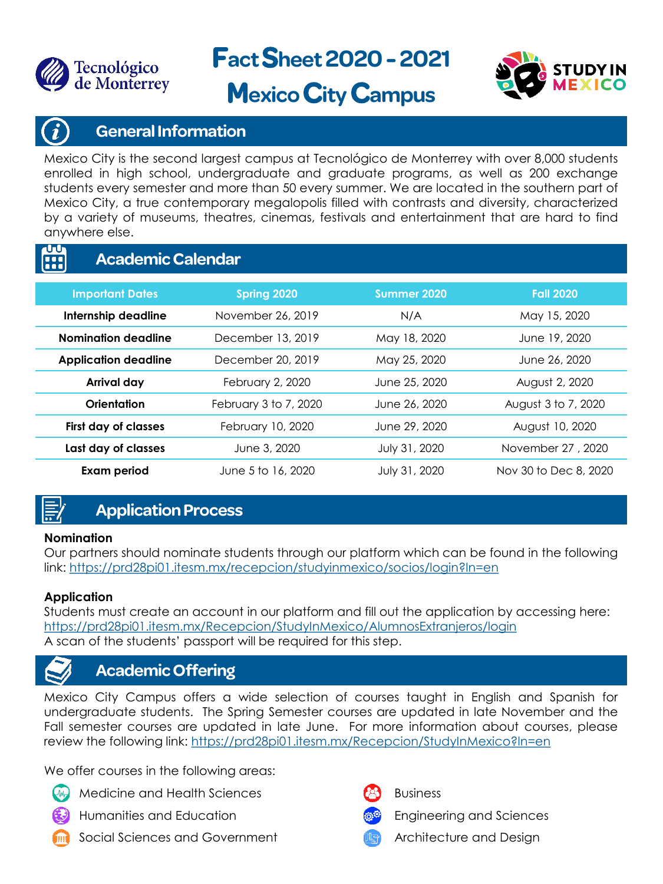Tecnológico de Monterrey

# Fact Sheet 2020 - 2021
# Mexico City Campus

STUDY IN MEXICO

## General Information

Mexico City is the second largest campus at Tecnológico de Monterrey with over 8,000 students enrolled in high school, undergraduate and graduate programs, as well as 200 exchange students every semester and more than 50 every summer. We are located in the southern part of Mexico City, a true contemporary megalopolis filled with contrasts and diversity, characterized by a variety of museums, theatres, cinemas, festivals and entertainment that are hard to find anywhere else.

## Academic Calendar

| Important Dates | Spring 2020 | Summer 2020 | Fall 2020 |
|---|---|---|---|
| **Internship deadline** | November 26, 2019 | N/A | May 15, 2020 |
| **Nomination deadline** | December 13, 2019 | May 18, 2020 | June 19, 2020 |
| **Application deadline** | December 20, 2019 | May 25, 2020 | June 26, 2020 |
| **Arrival day** | February 2, 2020 | June 25, 2020 | August 2, 2020 |
| **Orientation** | February 3 to 7, 2020 | June 26, 2020 | August 3 to 7, 2020 |
| **First day of classes** | February 10, 2020 | June 29, 2020 | August 10, 2020 |
| **Last day of classes** | June 3, 2020 | July 31, 2020 | November 27 , 2020 |
| **Exam period** | June 5 to 16, 2020 | July 31, 2020 | Nov 30 to Dec 8, 2020 |

## Application Process

**Nomination**
Our partners should nominate students through our platform which can be found in the following link: https://prd28pi01.itesm.mx/recepcion/studyinmexico/socios/login?ln=en

**Application**
Students must create an account in our platform and fill out the application by accessing here: https://prd28pi01.itesm.mx/Recepcion/StudyInMexico/AlumnosExtranjeros/login
A scan of the students' passport will be required for this step.

## Academic Offering

Mexico City Campus offers a wide selection of courses taught in English and Spanish for undergraduate students. The Spring Semester courses are updated in late November and the Fall semester courses are updated in late June. For more information about courses, please review the following link: https://prd28pi01.itesm.mx/Recepcion/StudyInMexico?ln=en

We offer courses in the following areas:

- Medicine and Health Sciences
- Humanities and Education
- Social Sciences and Government
- Business
- Engineering and Sciences
- Architecture and Design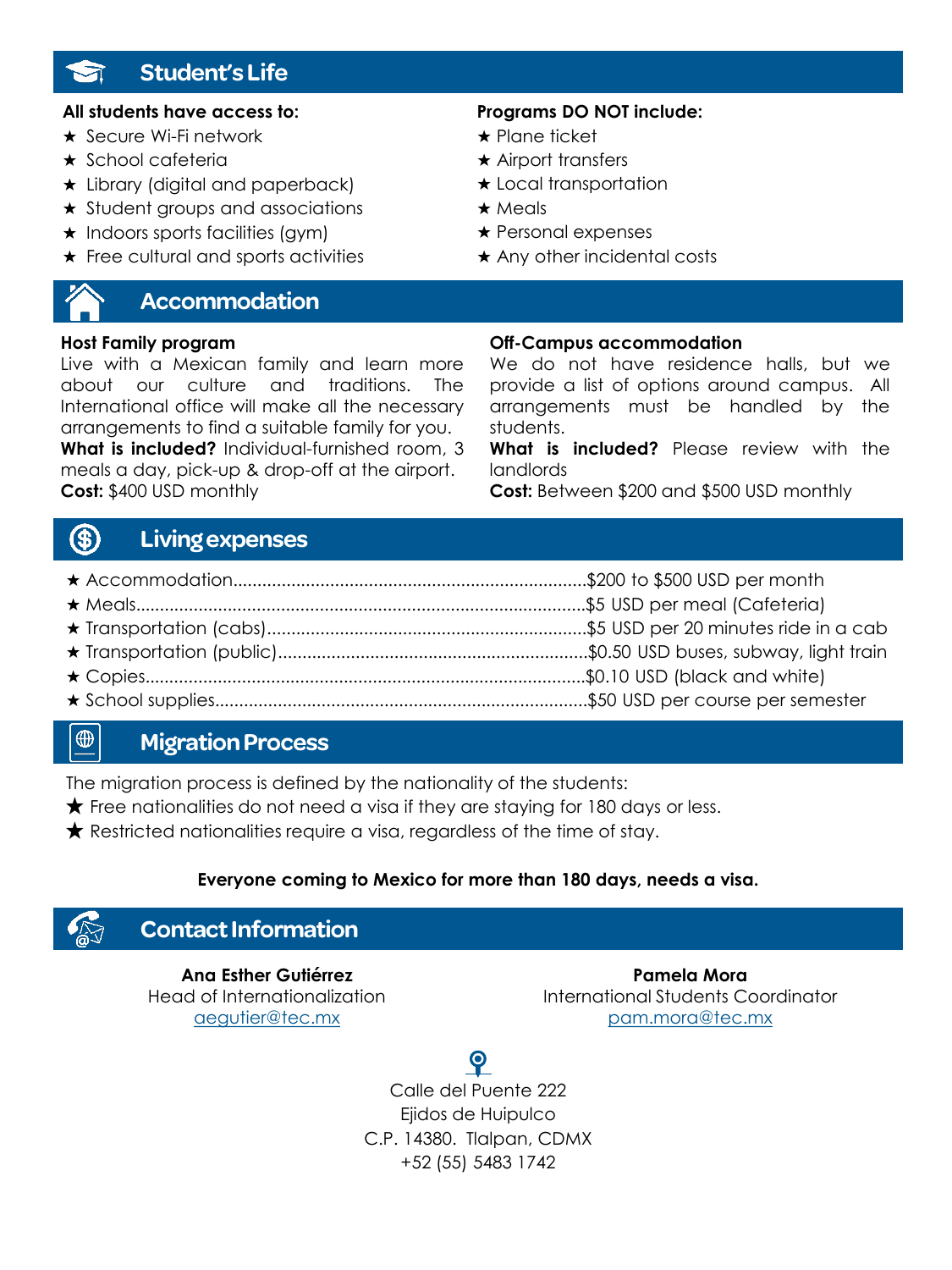## Student's Life

**All students have access to:**

- ★ Secure Wi-Fi network
- ★ School cafeteria
- ★ Library (digital and paperback)
- ★ Student groups and associations
- ★ Indoors sports facilities (gym)
- ★ Free cultural and sports activities

**Programs DO NOT include:**

- ★ Plane ticket
- ★ Airport transfers
- ★ Local transportation
- ★ Meals
- ★ Personal expenses
- ★ Any other incidental costs

## Accommodation

**Host Family program**

Live with a Mexican family and learn more about our culture and traditions. The International office will make all the necessary arrangements to find a suitable family for you.

**What is included?** Individual-furnished room, 3 meals a day, pick-up & drop-off at the airport.

**Cost:** $400 USD monthly

**Off-Campus accommodation**

We do not have residence halls, but we provide a list of options around campus. All arrangements must be handled by the students.

**What is included?** Please review with the landlords

**Cost:** Between $200 and $500 USD monthly

## Living expenses

- ★ Accommodation........................................$200 to $500 USD per month
- ★ Meals........................................$5 USD per meal (Cafeteria)
- ★ Transportation (cabs)........................................$5 USD per 20 minutes ride in a cab
- ★ Transportation (public)........................................$0.50 USD buses, subway, light train
- ★ Copies........................................$0.10 USD (black and white)
- ★ School supplies........................................$50 USD per course per semester

## Migration Process

The migration process is defined by the nationality of the students:

- ★ Free nationalities do not need a visa if they are staying for 180 days or less.
- ★ Restricted nationalities require a visa, regardless of the time of stay.

**Everyone coming to Mexico for more than 180 days, needs a visa.**

## Contact Information

**Ana Esther Gutiérrez**
Head of Internationalization
aegutier@tec.mx

**Pamela Mora**
International Students Coordinator
pam.mora@tec.mx

Calle del Puente 222
Ejidos de Huipulco
C.P. 14380. Tlalpan, CDMX
+52 (55) 5483 1742